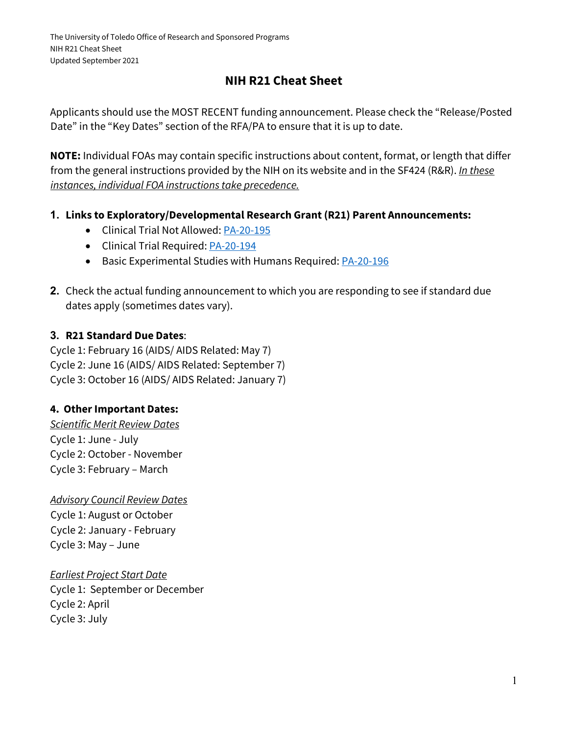The University of Toledo Office of Research and Sponsored Programs
NIH R21 Cheat Sheet
Updated September 2021

# NIH R21 Cheat Sheet

Applicants should use the MOST RECENT funding announcement. Please check the "Release/Posted Date" in the "Key Dates" section of the RFA/PA to ensure that it is up to date.

**NOTE:** Individual FOAs may contain specific instructions about content, format, or length that differ from the general instructions provided by the NIH on its website and in the SF424 (R&R). *In these instances, individual FOA instructions take precedence.*

1. **Links to Exploratory/Developmental Research Grant (R21) Parent Announcements:**
   - Clinical Trial Not Allowed: PA-20-195
   - Clinical Trial Required: PA-20-194
   - Basic Experimental Studies with Humans Required: PA-20-196

2. Check the actual funding announcement to which you are responding to see if standard due dates apply (sometimes dates vary).

3. **R21 Standard Due Dates**:

Cycle 1: February 16 (AIDS/ AIDS Related: May 7)
Cycle 2: June 16 (AIDS/ AIDS Related: September 7)
Cycle 3: October 16 (AIDS/ AIDS Related: January 7)

4. **Other Important Dates:**

*Scientific Merit Review Dates*
Cycle 1: June - July
Cycle 2: October - November
Cycle 3: February – March

*Advisory Council Review Dates*
Cycle 1: August or October
Cycle 2: January - February
Cycle 3: May – June

*Earliest Project Start Date*
Cycle 1: September or December
Cycle 2: April
Cycle 3: July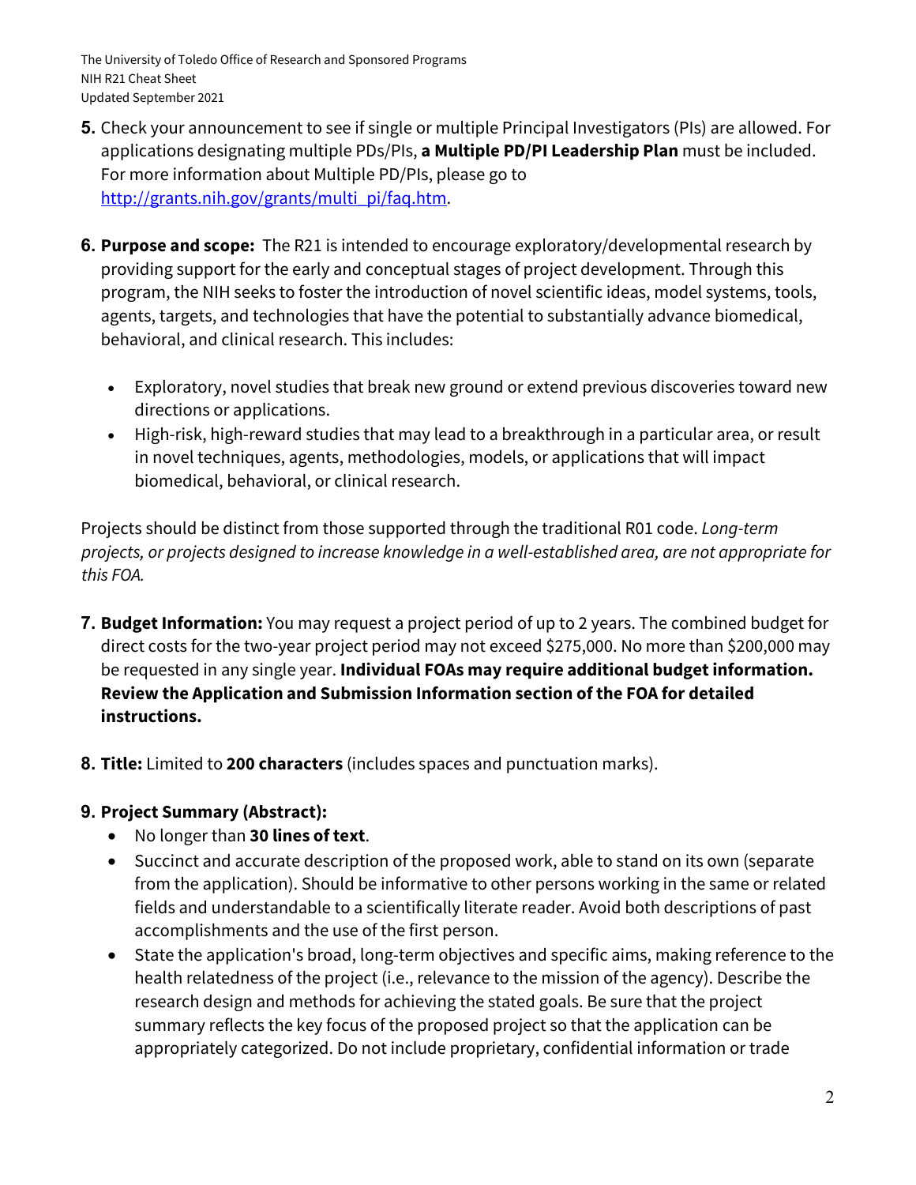5. Check your announcement to see if single or multiple Principal Investigators (PIs) are allowed. For applications designating multiple PDs/PIs, **a Multiple PD/PI Leadership Plan** must be included. For more information about Multiple PD/PIs, please go to [http://grants.nih.gov/grants/multi_pi/faq.htm](http://grants.nih.gov/grants/multi_pi/faq.htm).

6. **Purpose and scope:** The R21 is intended to encourage exploratory/developmental research by providing support for the early and conceptual stages of project development. Through this program, the NIH seeks to foster the introduction of novel scientific ideas, model systems, tools, agents, targets, and technologies that have the potential to substantially advance biomedical, behavioral, and clinical research. This includes:

   - Exploratory, novel studies that break new ground or extend previous discoveries toward new directions or applications.
   - High-risk, high-reward studies that may lead to a breakthrough in a particular area, or result in novel techniques, agents, methodologies, models, or applications that will impact biomedical, behavioral, or clinical research.

Projects should be distinct from those supported through the traditional R01 code. *Long-term projects, or projects designed to increase knowledge in a well-established area, are not appropriate for this FOA.*

7. **Budget Information:** You may request a project period of up to 2 years. The combined budget for direct costs for the two-year project period may not exceed $275,000. No more than $200,000 may be requested in any single year. **Individual FOAs may require additional budget information. Review the Application and Submission Information section of the FOA for detailed instructions.**

8. **Title:** Limited to **200 characters** (includes spaces and punctuation marks).

9. **Project Summary (Abstract):**
   - No longer than **30 lines of text**.
   - Succinct and accurate description of the proposed work, able to stand on its own (separate from the application). Should be informative to other persons working in the same or related fields and understandable to a scientifically literate reader. Avoid both descriptions of past accomplishments and the use of the first person.
   - State the application's broad, long-term objectives and specific aims, making reference to the health relatedness of the project (i.e., relevance to the mission of the agency). Describe the research design and methods for achieving the stated goals. Be sure that the project summary reflects the key focus of the proposed project so that the application can be appropriately categorized. Do not include proprietary, confidential information or trade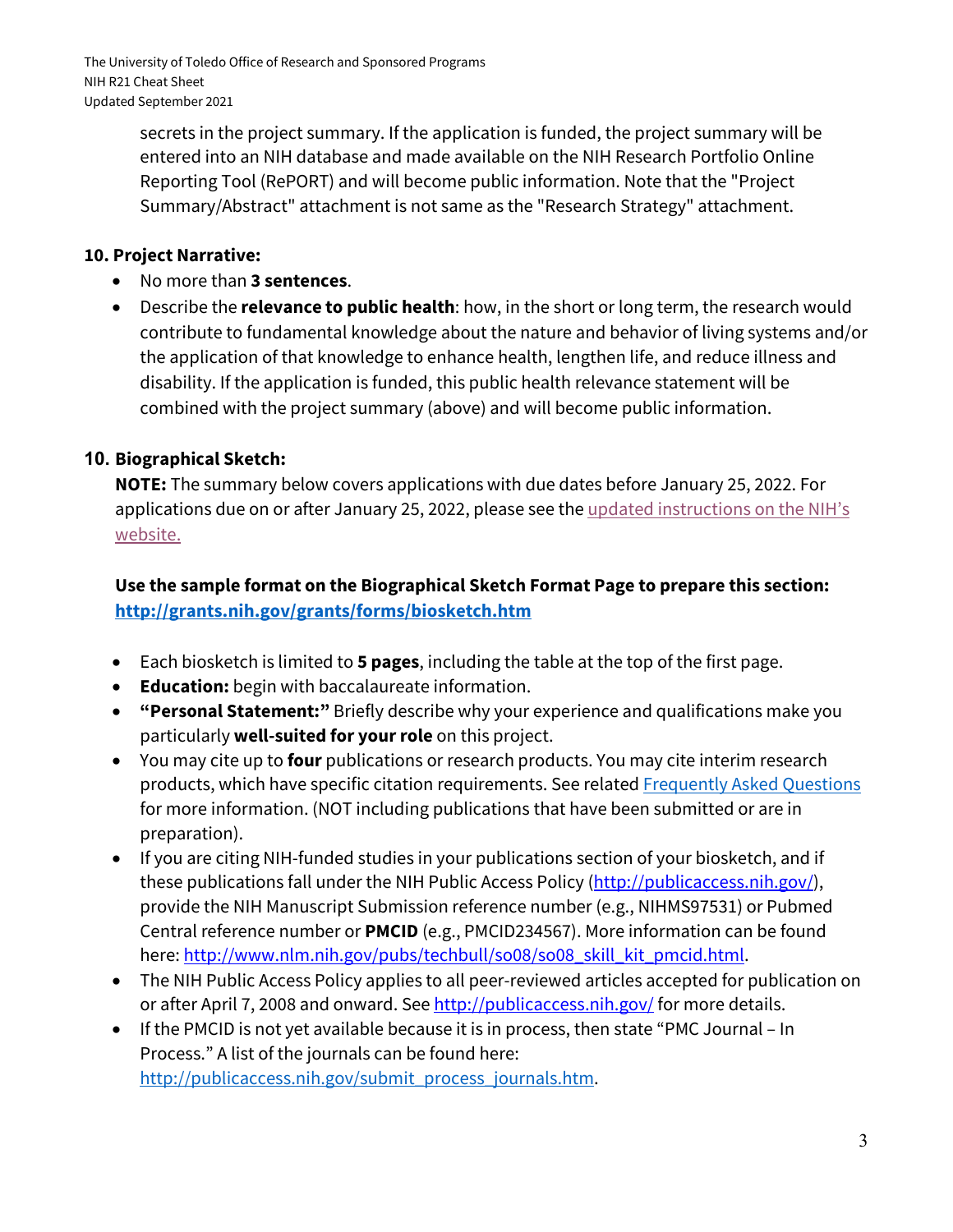secrets in the project summary. If the application is funded, the project summary will be entered into an NIH database and made available on the NIH Research Portfolio Online Reporting Tool (RePORT) and will become public information. Note that the "Project Summary/Abstract" attachment is not same as the "Research Strategy" attachment.

**10. Project Narrative:**

- No more than **3 sentences**.
- Describe the **relevance to public health**: how, in the short or long term, the research would contribute to fundamental knowledge about the nature and behavior of living systems and/or the application of that knowledge to enhance health, lengthen life, and reduce illness and disability. If the application is funded, this public health relevance statement will be combined with the project summary (above) and will become public information.

**10. Biographical Sketch:**

**NOTE:** The summary below covers applications with due dates before January 25, 2022. For applications due on or after January 25, 2022, please see the updated instructions on the NIH's website.

**Use the sample format on the Biographical Sketch Format Page to prepare this section: http://grants.nih.gov/grants/forms/biosketch.htm**

- Each biosketch is limited to **5 pages**, including the table at the top of the first page.
- **Education:** begin with baccalaureate information.
- **"Personal Statement:"** Briefly describe why your experience and qualifications make you particularly **well-suited for your role** on this project.
- You may cite up to **four** publications or research products. You may cite interim research products, which have specific citation requirements. See related Frequently Asked Questions for more information. (NOT including publications that have been submitted or are in preparation).
- If you are citing NIH-funded studies in your publications section of your biosketch, and if these publications fall under the NIH Public Access Policy (http://publicaccess.nih.gov/), provide the NIH Manuscript Submission reference number (e.g., NIHMS97531) or Pubmed Central reference number or **PMCID** (e.g., PMCID234567). More information can be found here: http://www.nlm.nih.gov/pubs/techbull/so08/so08_skill_kit_pmcid.html.
- The NIH Public Access Policy applies to all peer-reviewed articles accepted for publication on or after April 7, 2008 and onward. See http://publicaccess.nih.gov/ for more details.
- If the PMCID is not yet available because it is in process, then state "PMC Journal – In Process." A list of the journals can be found here: http://publicaccess.nih.gov/submit_process_journals.htm.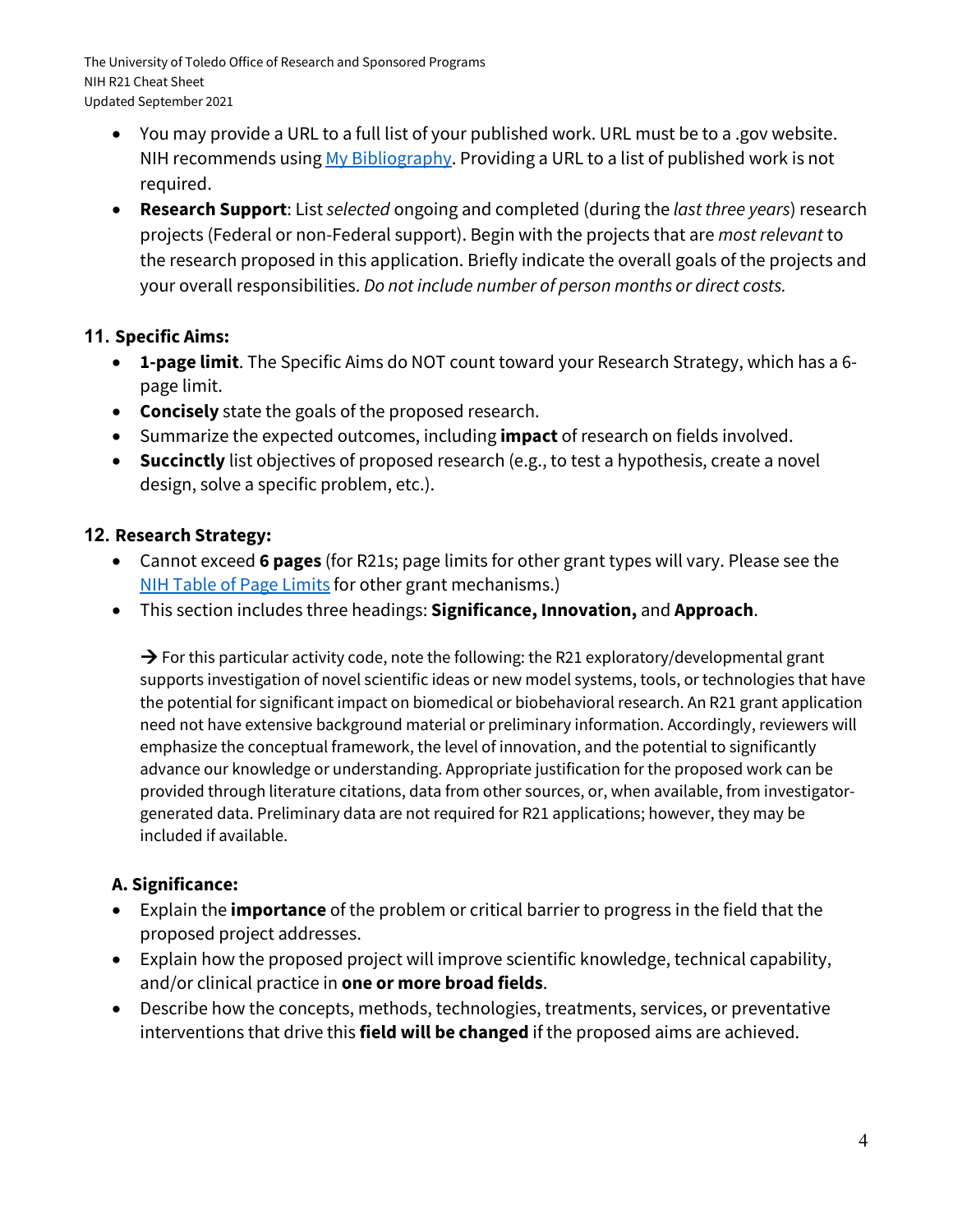- You may provide a URL to a full list of your published work. URL must be to a .gov website. NIH recommends using My Bibliography. Providing a URL to a list of published work is not required.
- **Research Support**: List *selected* ongoing and completed (during the *last three years*) research projects (Federal or non-Federal support). Begin with the projects that are *most relevant* to the research proposed in this application. Briefly indicate the overall goals of the projects and your overall responsibilities. *Do not include number of person months or direct costs.*

## 11. Specific Aims:

- **1-page limit**. The Specific Aims do NOT count toward your Research Strategy, which has a 6-page limit.
- **Concisely** state the goals of the proposed research.
- Summarize the expected outcomes, including **impact** of research on fields involved.
- **Succinctly** list objectives of proposed research (e.g., to test a hypothesis, create a novel design, solve a specific problem, etc.).

## 12. Research Strategy:

- Cannot exceed **6 pages** (for R21s; page limits for other grant types will vary. Please see the NIH Table of Page Limits for other grant mechanisms.)
- This section includes three headings: **Significance, Innovation,** and **Approach**.

→ For this particular activity code, note the following: the R21 exploratory/developmental grant supports investigation of novel scientific ideas or new model systems, tools, or technologies that have the potential for significant impact on biomedical or biobehavioral research. An R21 grant application need not have extensive background material or preliminary information. Accordingly, reviewers will emphasize the conceptual framework, the level of innovation, and the potential to significantly advance our knowledge or understanding. Appropriate justification for the proposed work can be provided through literature citations, data from other sources, or, when available, from investigator-generated data. Preliminary data are not required for R21 applications; however, they may be included if available.

### A. Significance:

- Explain the **importance** of the problem or critical barrier to progress in the field that the proposed project addresses.
- Explain how the proposed project will improve scientific knowledge, technical capability, and/or clinical practice in **one or more broad fields**.
- Describe how the concepts, methods, technologies, treatments, services, or preventative interventions that drive this **field will be changed** if the proposed aims are achieved.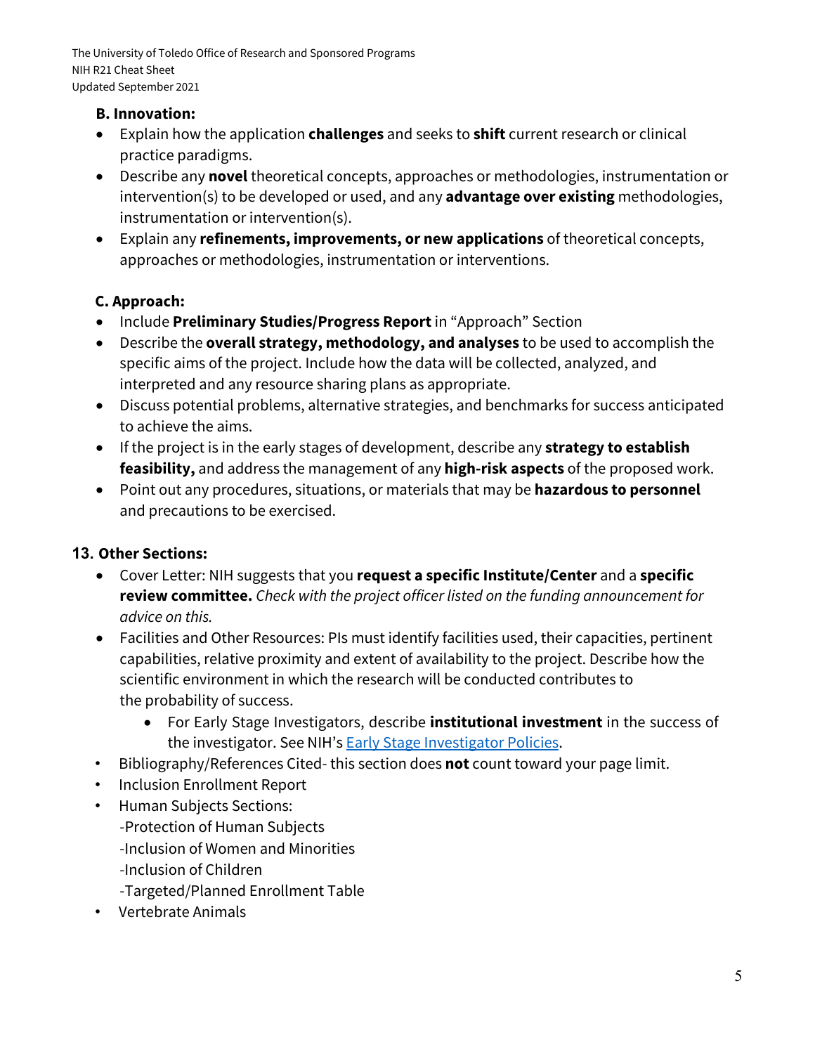### B. Innovation:

- Explain how the application **challenges** and seeks to **shift** current research or clinical practice paradigms.
- Describe any **novel** theoretical concepts, approaches or methodologies, instrumentation or intervention(s) to be developed or used, and any **advantage over existing** methodologies, instrumentation or intervention(s).
- Explain any **refinements, improvements, or new applications** of theoretical concepts, approaches or methodologies, instrumentation or interventions.

### C. Approach:

- Include **Preliminary Studies/Progress Report** in "Approach" Section
- Describe the **overall strategy, methodology, and analyses** to be used to accomplish the specific aims of the project. Include how the data will be collected, analyzed, and interpreted and any resource sharing plans as appropriate.
- Discuss potential problems, alternative strategies, and benchmarks for success anticipated to achieve the aims.
- If the project is in the early stages of development, describe any **strategy to establish feasibility,** and address the management of any **high-risk aspects** of the proposed work.
- Point out any procedures, situations, or materials that may be **hazardous to personnel** and precautions to be exercised.

## 13. Other Sections:

- Cover Letter: NIH suggests that you **request a specific Institute/Center** and a **specific review committee.** *Check with the project officer listed on the funding announcement for advice on this.*
- Facilities and Other Resources: PIs must identify facilities used, their capacities, pertinent capabilities, relative proximity and extent of availability to the project. Describe how the scientific environment in which the research will be conducted contributes to the probability of success.
  - For Early Stage Investigators, describe **institutional investment** in the success of the investigator. See NIH's Early Stage Investigator Policies.
- Bibliography/References Cited- this section does **not** count toward your page limit.
- Inclusion Enrollment Report
- Human Subjects Sections:
  -Protection of Human Subjects
  -Inclusion of Women and Minorities
  -Inclusion of Children
  -Targeted/Planned Enrollment Table
- Vertebrate Animals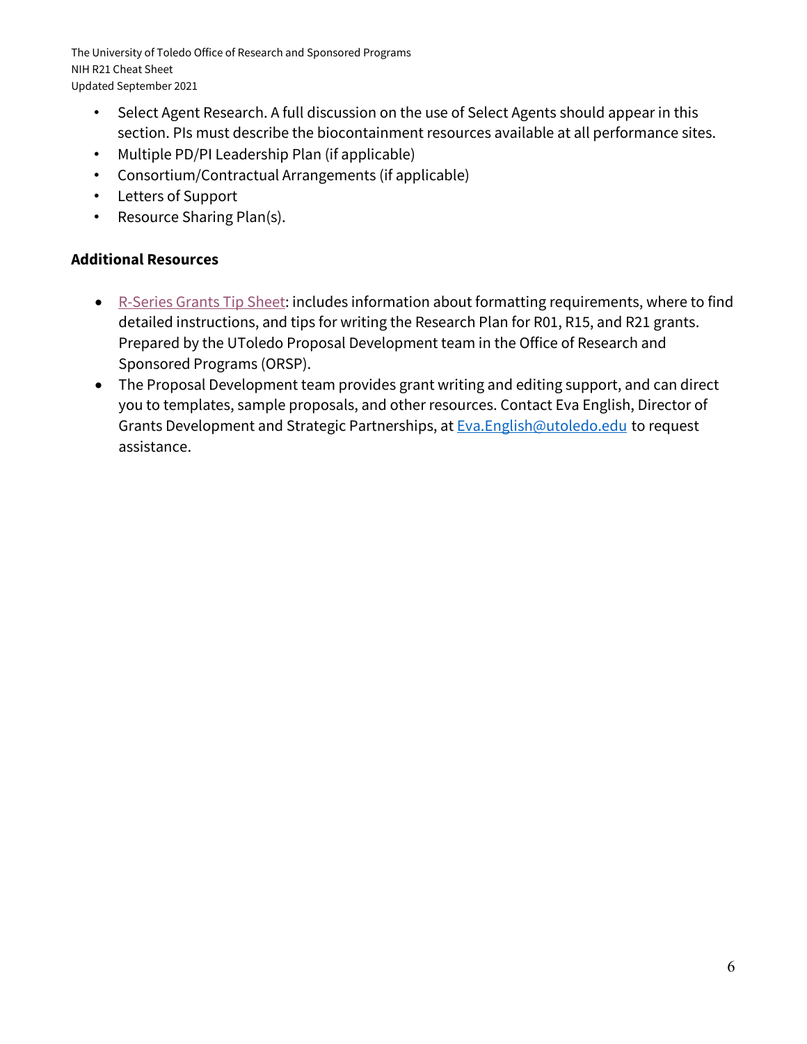- Select Agent Research. A full discussion on the use of Select Agents should appear in this section. PIs must describe the biocontainment resources available at all performance sites.
- Multiple PD/PI Leadership Plan (if applicable)
- Consortium/Contractual Arrangements (if applicable)
- Letters of Support
- Resource Sharing Plan(s).

**Additional Resources**

- R-Series Grants Tip Sheet: includes information about formatting requirements, where to find detailed instructions, and tips for writing the Research Plan for R01, R15, and R21 grants. Prepared by the UToledo Proposal Development team in the Office of Research and Sponsored Programs (ORSP).
- The Proposal Development team provides grant writing and editing support, and can direct you to templates, sample proposals, and other resources. Contact Eva English, Director of Grants Development and Strategic Partnerships, at Eva.English@utoledo.edu to request assistance.